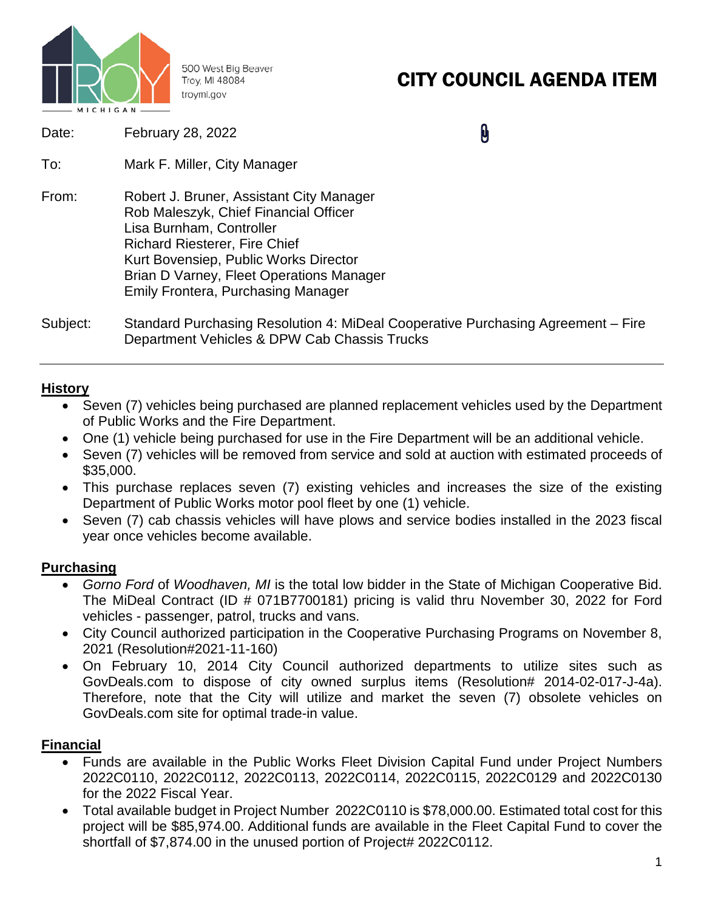500 West Big Beaver
Troy, MI 48084
troymi.gov

# CITY COUNCIL AGENDA ITEM

Date: February 28, 2022

To: Mark F. Miller, City Manager

From: Robert J. Bruner, Assistant City Manager
Rob Maleszyk, Chief Financial Officer
Lisa Burnham, Controller
Richard Riesterer, Fire Chief
Kurt Bovensiep, Public Works Director
Brian D Varney, Fleet Operations Manager
Emily Frontera, Purchasing Manager

Subject: Standard Purchasing Resolution 4: MiDeal Cooperative Purchasing Agreement – Fire Department Vehicles & DPW Cab Chassis Trucks

---

## History

- Seven (7) vehicles being purchased are planned replacement vehicles used by the Department of Public Works and the Fire Department.
- One (1) vehicle being purchased for use in the Fire Department will be an additional vehicle.
- Seven (7) vehicles will be removed from service and sold at auction with estimated proceeds of $35,000.
- This purchase replaces seven (7) existing vehicles and increases the size of the existing Department of Public Works motor pool fleet by one (1) vehicle.
- Seven (7) cab chassis vehicles will have plows and service bodies installed in the 2023 fiscal year once vehicles become available.

## Purchasing

- *Gorno Ford* of *Woodhaven, MI* is the total low bidder in the State of Michigan Cooperative Bid. The MiDeal Contract (ID # 071B7700181) pricing is valid thru November 30, 2022 for Ford vehicles - passenger, patrol, trucks and vans.
- City Council authorized participation in the Cooperative Purchasing Programs on November 8, 2021 (Resolution#2021-11-160)
- On February 10, 2014 City Council authorized departments to utilize sites such as GovDeals.com to dispose of city owned surplus items (Resolution# 2014-02-017-J-4a). Therefore, note that the City will utilize and market the seven (7) obsolete vehicles on GovDeals.com site for optimal trade-in value.

## Financial

- Funds are available in the Public Works Fleet Division Capital Fund under Project Numbers 2022C0110, 2022C0112, 2022C0113, 2022C0114, 2022C0115, 2022C0129 and 2022C0130 for the 2022 Fiscal Year.
- Total available budget in Project Number 2022C0110 is $78,000.00. Estimated total cost for this project will be $85,974.00. Additional funds are available in the Fleet Capital Fund to cover the shortfall of $7,874.00 in the unused portion of Project# 2022C0112.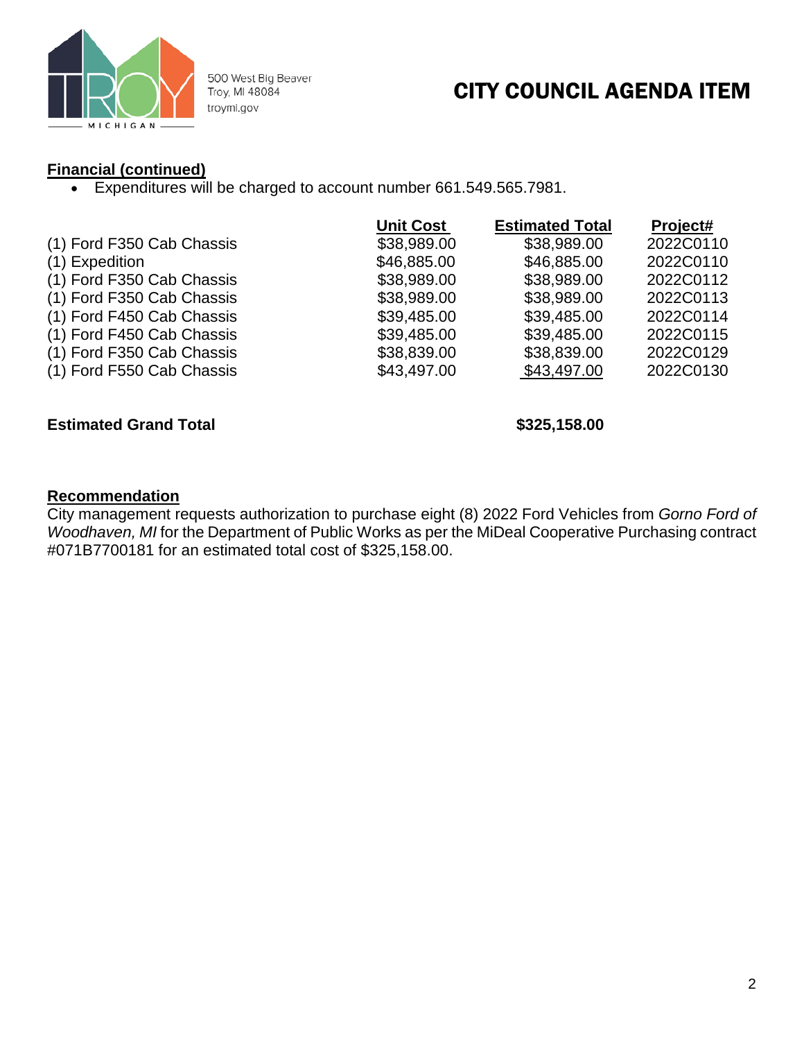500 West Big Beaver
Troy, MI 48084
troymi.gov

# CITY COUNCIL AGENDA ITEM

## Financial (continued)

- Expenditures will be charged to account number 661.549.565.7981.

| | Unit Cost | Estimated Total | Project# |
|---|---|---|---|
| (1) Ford F350 Cab Chassis | $38,989.00 | $38,989.00 | 2022C0110 |
| (1) Expedition | $46,885.00 | $46,885.00 | 2022C0110 |
| (1) Ford F350 Cab Chassis | $38,989.00 | $38,989.00 | 2022C0112 |
| (1) Ford F350 Cab Chassis | $38,989.00 | $38,989.00 | 2022C0113 |
| (1) Ford F450 Cab Chassis | $39,485.00 | $39,485.00 | 2022C0114 |
| (1) Ford F450 Cab Chassis | $39,485.00 | $39,485.00 | 2022C0115 |
| (1) Ford F350 Cab Chassis | $38,839.00 | $38,839.00 | 2022C0129 |
| (1) Ford F550 Cab Chassis | $43,497.00 | $43,497.00 | 2022C0130 |
| **Estimated Grand Total** | | **$325,158.00** | |

## Recommendation

City management requests authorization to purchase eight (8) 2022 Ford Vehicles from *Gorno Ford of Woodhaven, MI* for the Department of Public Works as per the MiDeal Cooperative Purchasing contract #071B7700181 for an estimated total cost of $325,158.00.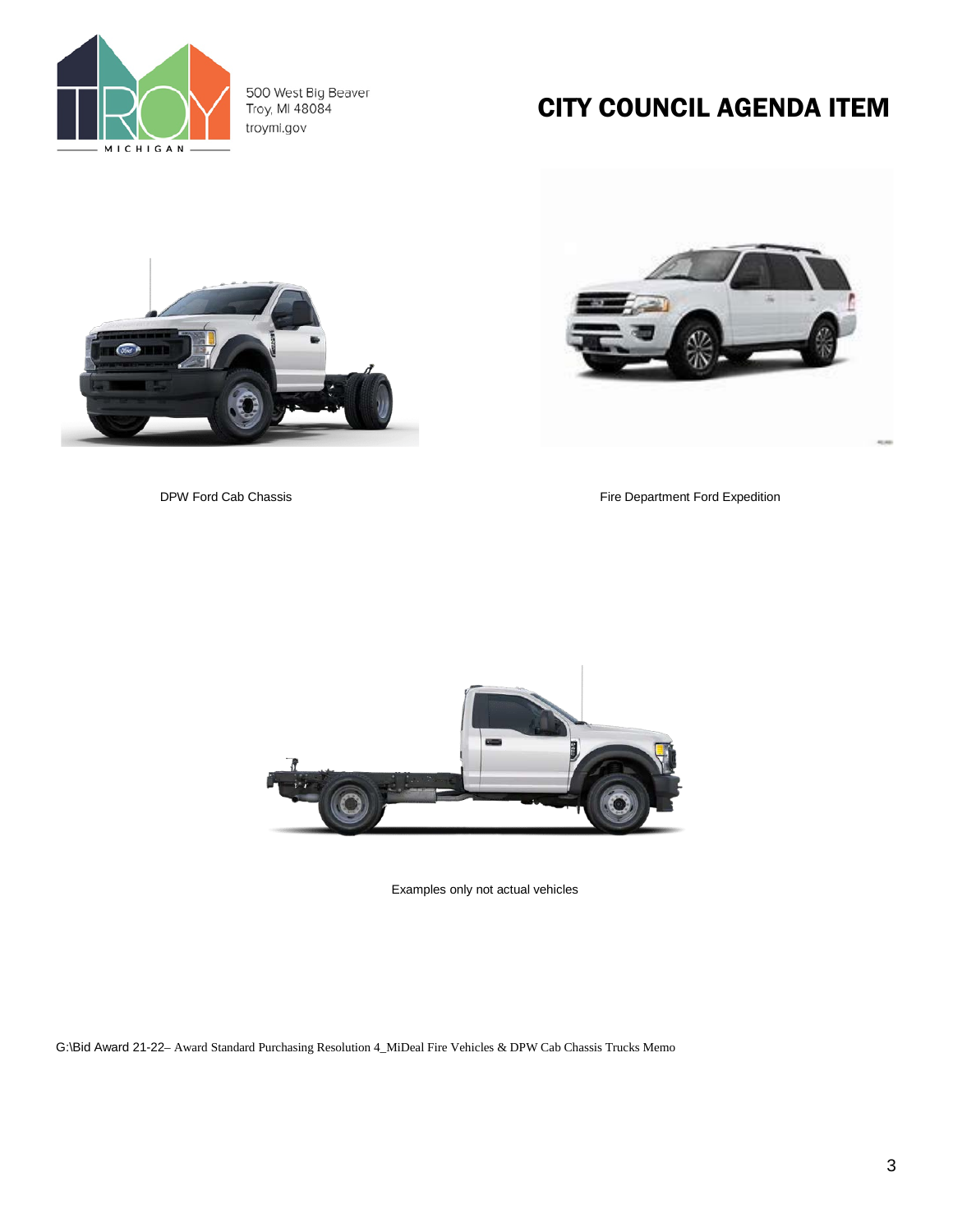500 West Big Beaver
Troy, MI 48084
troymi.gov

# CITY COUNCIL AGENDA ITEM

DPW Ford Cab Chassis

Fire Department Ford Expedition

Examples only not actual vehicles

G:\Bid Award 21-22– Award Standard Purchasing Resolution 4_MiDeal Fire Vehicles & DPW Cab Chassis Trucks Memo